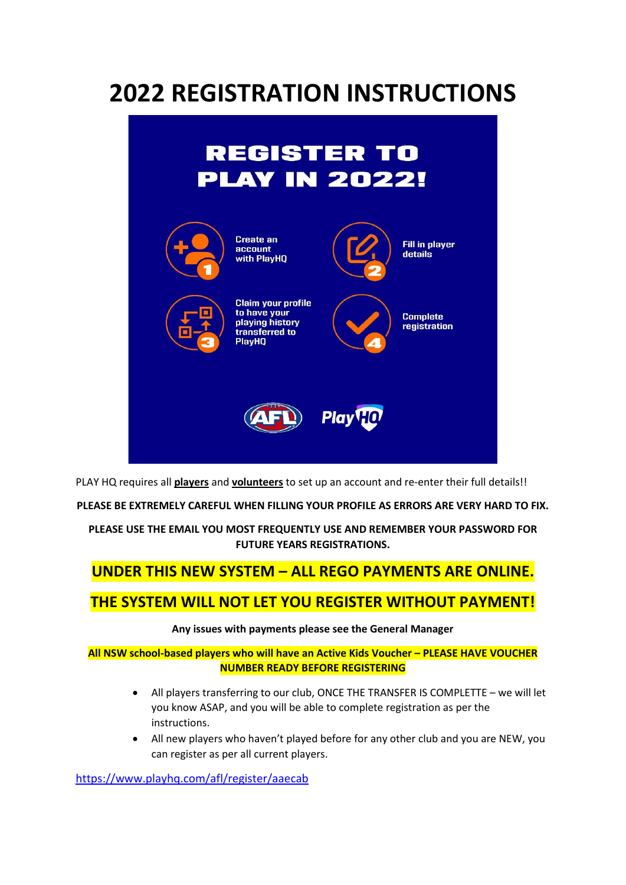# 2022 REGISTRATION INSTRUCTIONS

REGISTER TO PLAY IN 2022!

1. Create an account with PlayHQ
2. Fill in player details
3. Claim your profile to have your playing history transferred to PlayHQ
4. Complete registration

AFL PlayHQ

PLAY HQ requires all **players** and **volunteers** to set up an account and re-enter their full details!!

**PLEASE BE EXTREMELY CAREFUL WHEN FILLING YOUR PROFILE AS ERRORS ARE VERY HARD TO FIX.**

**PLEASE USE THE EMAIL YOU MOST FREQUENTLY USE AND REMEMBER YOUR PASSWORD FOR FUTURE YEARS REGISTRATIONS.**

## UNDER THIS NEW SYSTEM – ALL REGO PAYMENTS ARE ONLINE.

## THE SYSTEM WILL NOT LET YOU REGISTER WITHOUT PAYMENT!

**Any issues with payments please see the General Manager**

**All NSW school-based players who will have an Active Kids Voucher – PLEASE HAVE VOUCHER NUMBER READY BEFORE REGISTERING**

- All players transferring to our club, ONCE THE TRANSFER IS COMPLETTE – we will let you know ASAP, and you will be able to complete registration as per the instructions.
- All new players who haven't played before for any other club and you are NEW, you can register as per all current players.

https://www.playhq.com/afl/register/aaecab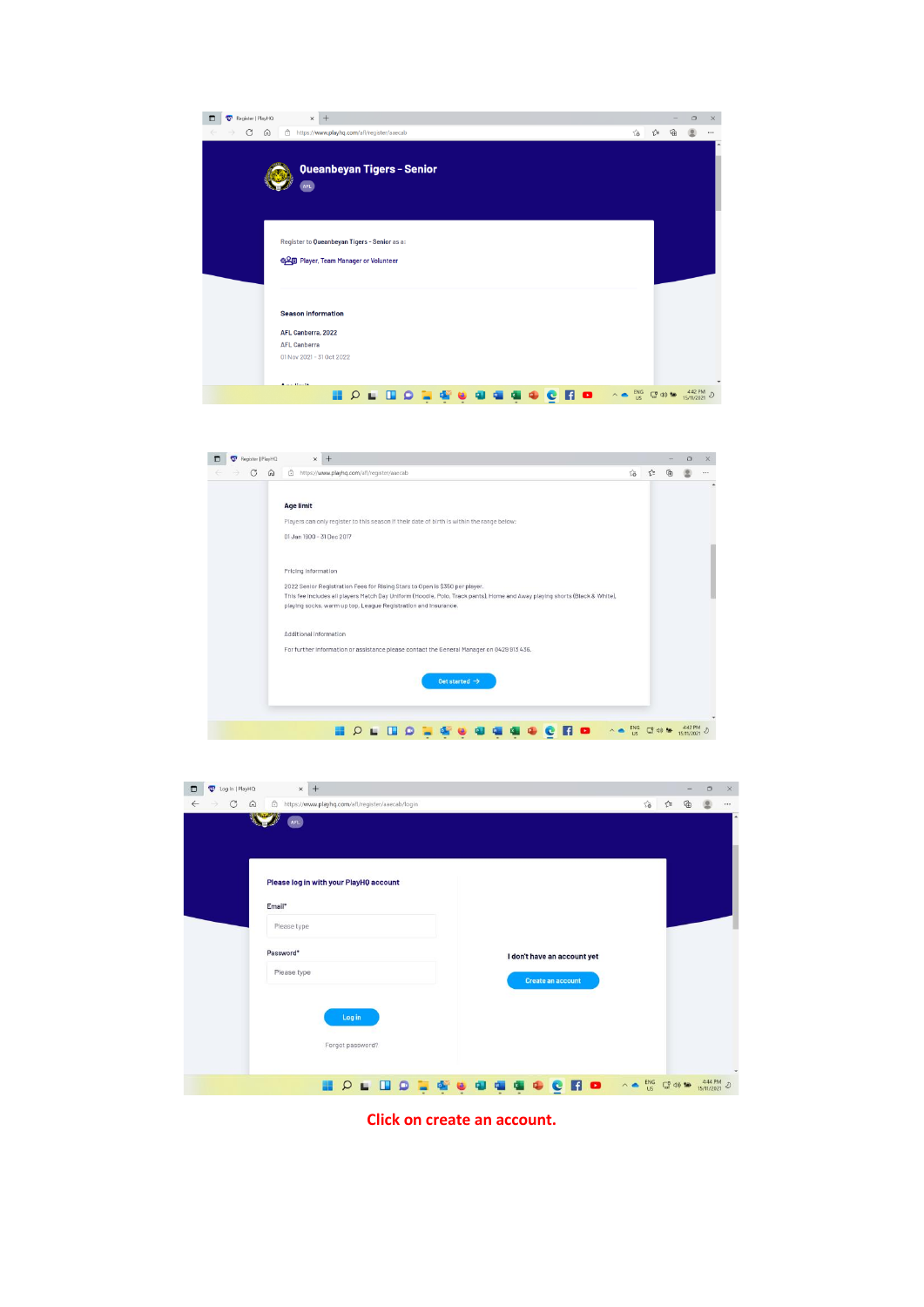Queanbeyan Tigers - Senior

AFL

Register to Queanbeyan Tigers - Senior as a:

Player, Team Manager or Volunteer

**Season information**

AFL Canberra, 2022

AFL Canberra

01 Nov 2021 - 31 Oct 2022

**Age limit**

Players can only register to this season if their date of birth is within the range below:

01 Jan 1900 - 31 Dec 2017

Pricing information

2022 Senior Registration Fees for Rising Stars to Open is $350 per player.
This fee includes all players Match Day Uniform (Hoodie, Polo, Track pants), Home and Away playing shorts (Black & White), playing socks, warm up top, League Registration and Insurance.

Additional information

For further information or assistance please contact the General Manager on 0429 813 436.

Get started →

**Please log in with your PlayHQ account**

Email*

Please type

Password*

Please type

Log in

Forgot password?

**I don't have an account yet**

Create an account

**Click on create an account.**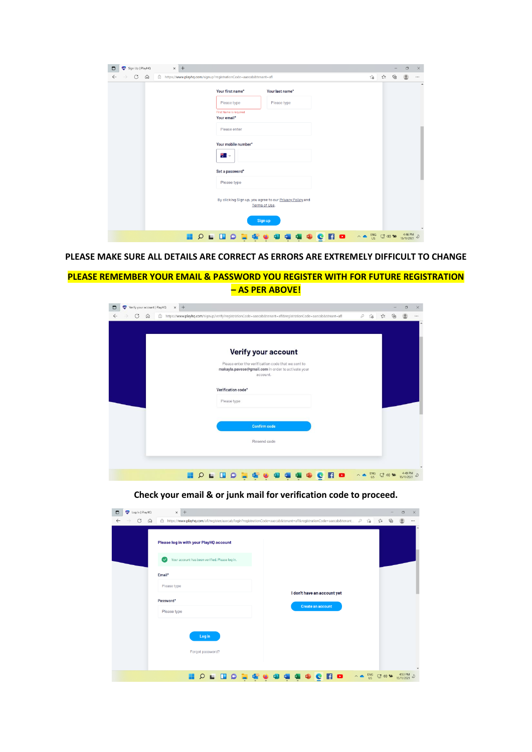**PLEASE MAKE SURE ALL DETAILS ARE CORRECT AS ERRORS ARE EXTREMELY DIFFICULT TO CHANGE**

**PLEASE REMEMBER YOUR EMAIL & PASSWORD YOU REGISTER WITH FOR FUTURE REGISTRATION – AS PER ABOVE!**

**Check your email & or junk mail for verification code to proceed.**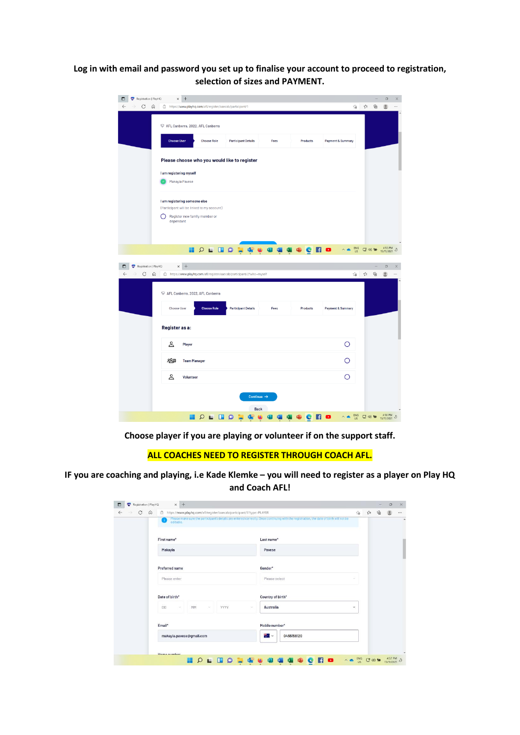**Log in with email and password you set up to finalise your account to proceed to registration, selection of sizes and PAYMENT.**

**Choose player if you are playing or volunteer if on the support staff.**

**ALL COACHES NEED TO REGISTER THROUGH COACH AFL.**

**IF you are coaching and playing, i.e Kade Klemke – you will need to register as a player on Play HQ and Coach AFL!**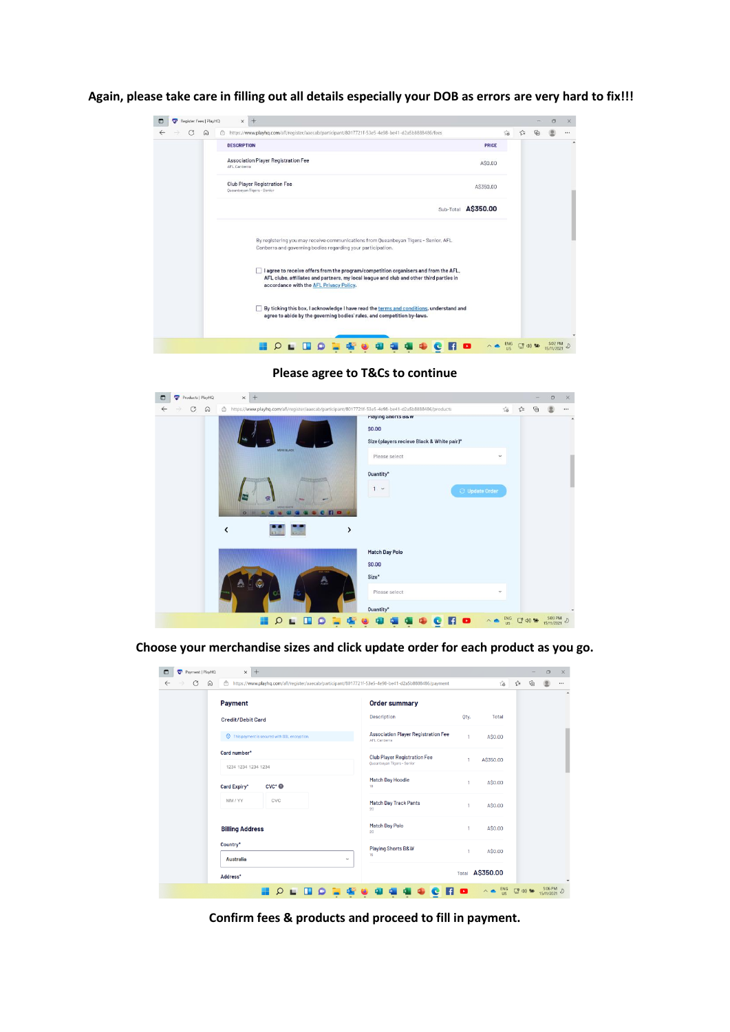**Again, please take care in filling out all details especially your DOB as errors are very hard to fix!!!**

**Please agree to T&Cs to continue**

**Choose your merchandise sizes and click update order for each product as you go.**

**Confirm fees & products and proceed to fill in payment.**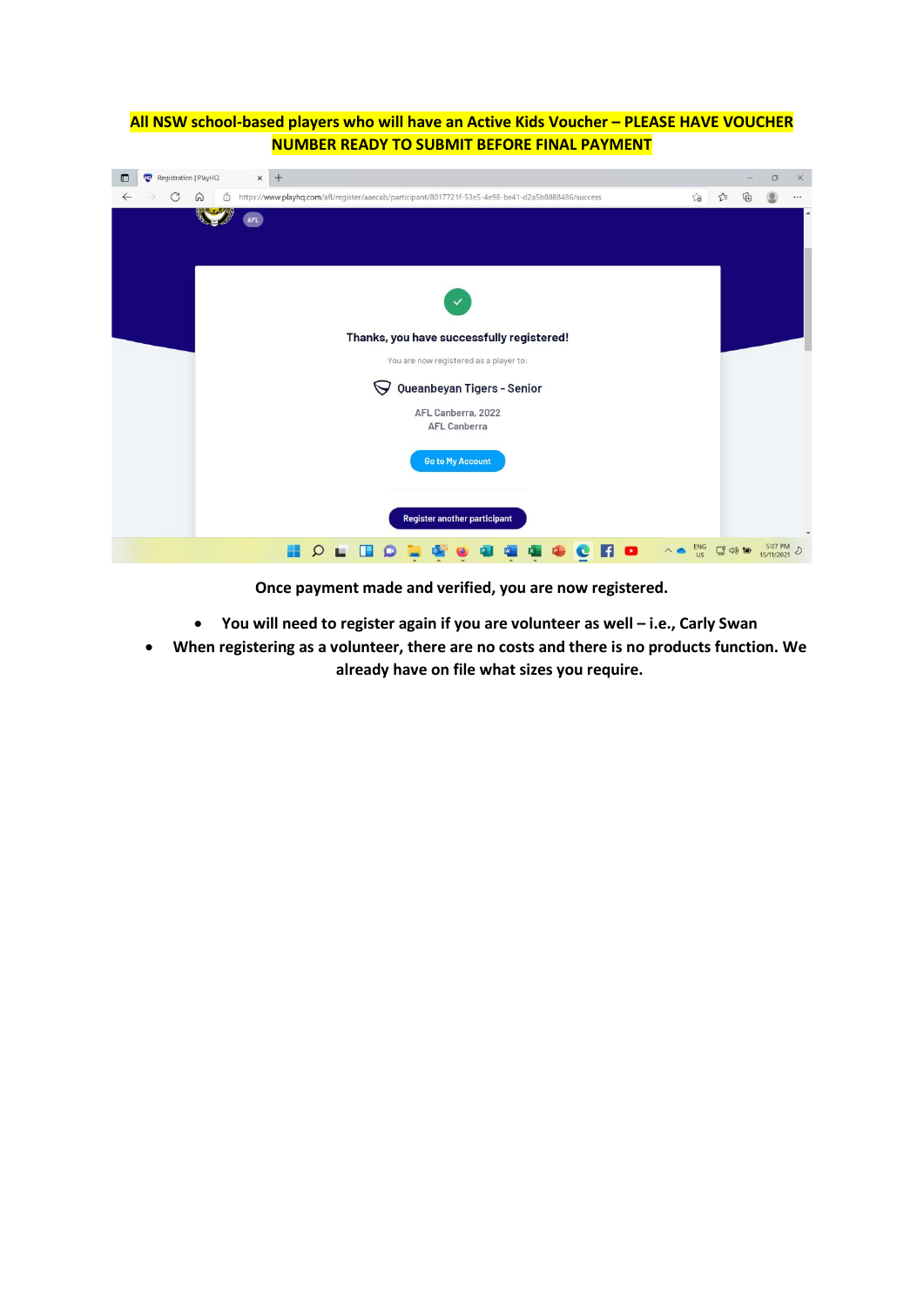**All NSW school-based players who will have an Active Kids Voucher – PLEASE HAVE VOUCHER NUMBER READY TO SUBMIT BEFORE FINAL PAYMENT**

**Once payment made and verified, you are now registered.**

- **You will need to register again if you are volunteer as well – i.e., Carly Swan**
- **When registering as a volunteer, there are no costs and there is no products function. We already have on file what sizes you require.**